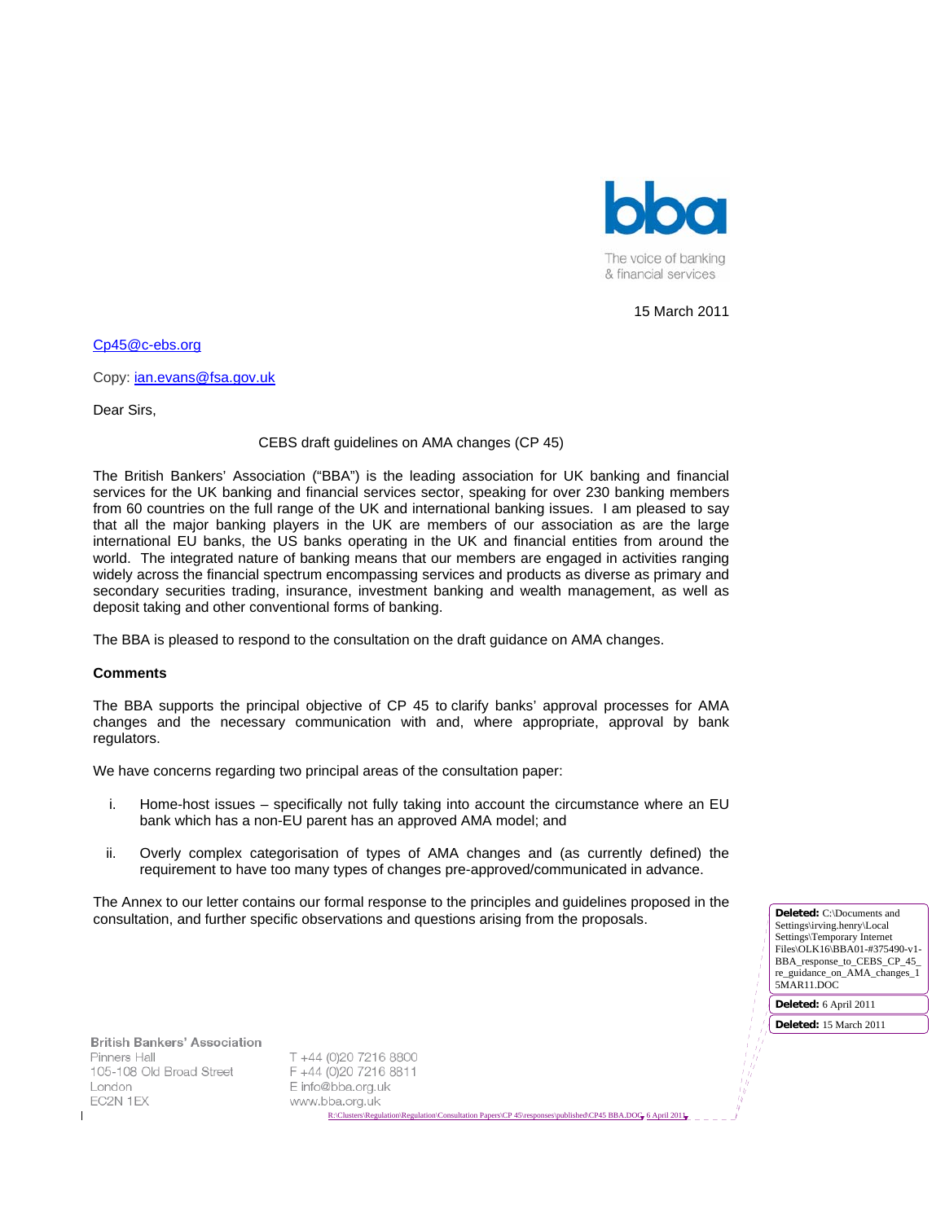bba

The voice of banking & financial services

15 March 2011

Cp45@c-ebs.org

Copy: ian.evans@fsa.gov.uk

Dear Sirs,

CEBS draft guidelines on AMA changes (CP 45)

The British Bankers' Association ("BBA") is the leading association for UK banking and financial services for the UK banking and financial services sector, speaking for over 230 banking members from 60 countries on the full range of the UK and international banking issues. I am pleased to say that all the major banking players in the UK are members of our association as are the large international EU banks, the US banks operating in the UK and financial entities from around the world. The integrated nature of banking means that our members are engaged in activities ranging widely across the financial spectrum encompassing services and products as diverse as primary and secondary securities trading, insurance, investment banking and wealth management, as well as deposit taking and other conventional forms of banking.

The BBA is pleased to respond to the consultation on the draft guidance on AMA changes.

**Comments**

The BBA supports the principal objective of CP 45 to clarify banks' approval processes for AMA changes and the necessary communication with and, where appropriate, approval by bank regulators.

We have concerns regarding two principal areas of the consultation paper:

i. Home-host issues – specifically not fully taking into account the circumstance where an EU bank which has a non-EU parent has an approved AMA model; and

ii. Overly complex categorisation of types of AMA changes and (as currently defined) the requirement to have too many types of changes pre-approved/communicated in advance.

The Annex to our letter contains our formal response to the principles and guidelines proposed in the consultation, and further specific observations and questions arising from the proposals.

British Bankers' Association
Pinners Hall
105-108 Old Broad Street
London
EC2N 1EX

T +44 (0)20 7216 8800
F +44 (0)20 7216 8811
E info@bba.org.uk
www.bba.org.uk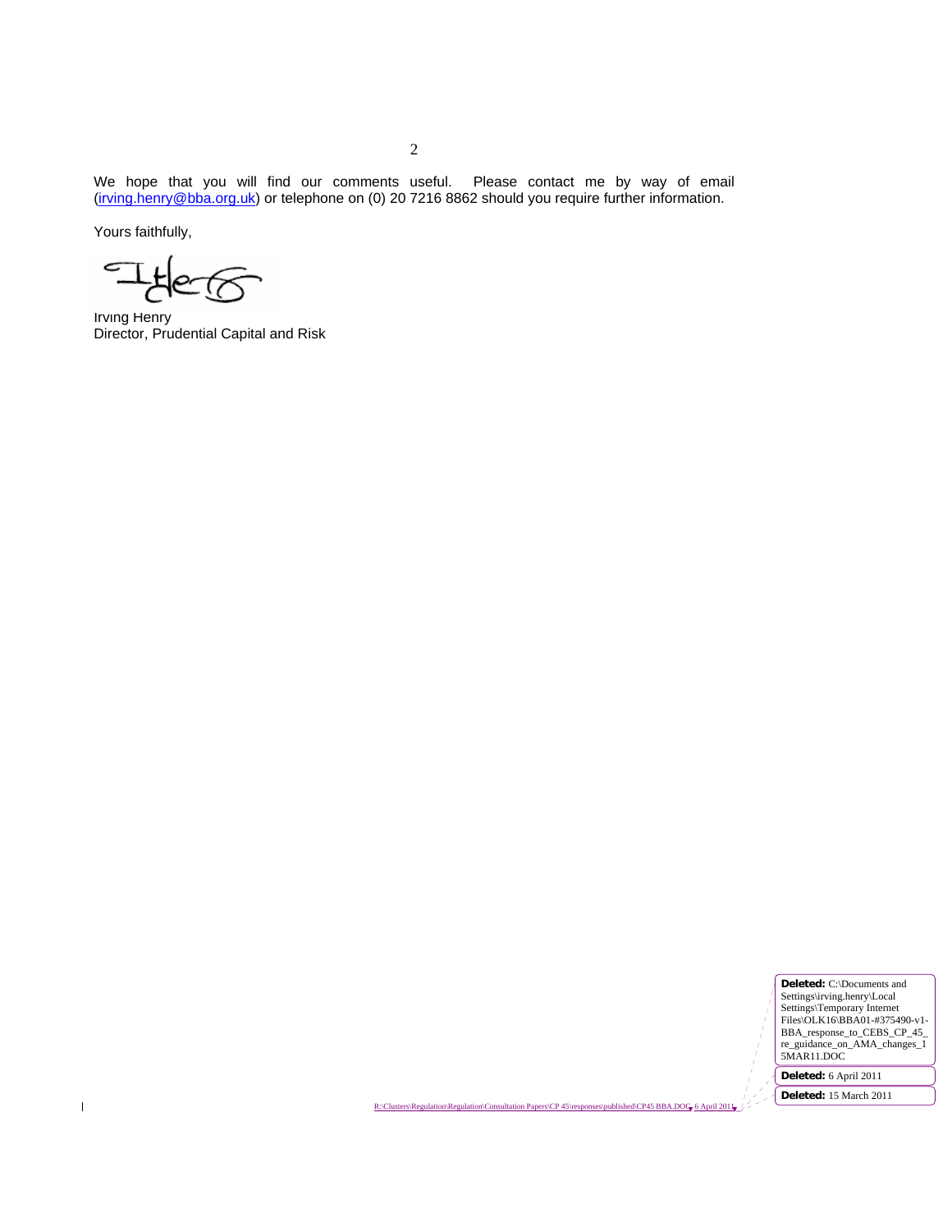We hope that you will find our comments useful. Please contact me by way of email (irving.henry@bba.org.uk) or telephone on (0) 20 7216 8862 should you require further information.

Yours faithfully,

Irving Henry
Director, Prudential Capital and Risk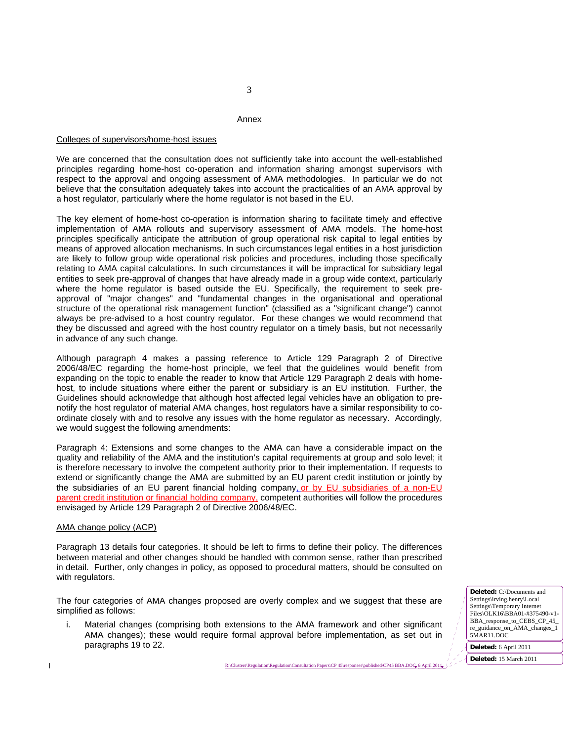## Annex

Colleges of supervisors/home-host issues

We are concerned that the consultation does not sufficiently take into account the well-established principles regarding home-host co-operation and information sharing amongst supervisors with respect to the approval and ongoing assessment of AMA methodologies. In particular we do not believe that the consultation adequately takes into account the practicalities of an AMA approval by a host regulator, particularly where the home regulator is not based in the EU.

The key element of home-host co-operation is information sharing to facilitate timely and effective implementation of AMA rollouts and supervisory assessment of AMA models. The home-host principles specifically anticipate the attribution of group operational risk capital to legal entities by means of approved allocation mechanisms. In such circumstances legal entities in a host jurisdiction are likely to follow group wide operational risk policies and procedures, including those specifically relating to AMA capital calculations. In such circumstances it will be impractical for subsidiary legal entities to seek pre-approval of changes that have already made in a group wide context, particularly where the home regulator is based outside the EU. Specifically, the requirement to seek pre-approval of "major changes" and "fundamental changes in the organisational and operational structure of the operational risk management function" (classified as a "significant change") cannot always be pre-advised to a host country regulator. For these changes we would recommend that they be discussed and agreed with the host country regulator on a timely basis, but not necessarily in advance of any such change.

Although paragraph 4 makes a passing reference to Article 129 Paragraph 2 of Directive 2006/48/EC regarding the home-host principle, we feel that the guidelines would benefit from expanding on the topic to enable the reader to know that Article 129 Paragraph 2 deals with home-host, to include situations where either the parent or subsidiary is an EU institution. Further, the Guidelines should acknowledge that although host affected legal vehicles have an obligation to pre-notify the host regulator of material AMA changes, host regulators have a similar responsibility to co-ordinate closely with and to resolve any issues with the home regulator as necessary. Accordingly, we would suggest the following amendments:

Paragraph 4: Extensions and some changes to the AMA can have a considerable impact on the quality and reliability of the AMA and the institution's capital requirements at group and solo level; it is therefore necessary to involve the competent authority prior to their implementation. If requests to extend or significantly change the AMA are submitted by an EU parent credit institution or jointly by the subsidiaries of an EU parent financial holding company, or by EU subsidiaries of a non-EU parent credit institution or financial holding company, competent authorities will follow the procedures envisaged by Article 129 Paragraph 2 of Directive 2006/48/EC.

AMA change policy (ACP)

Paragraph 13 details four categories. It should be left to firms to define their policy. The differences between material and other changes should be handled with common sense, rather than prescribed in detail. Further, only changes in policy, as opposed to procedural matters, should be consulted on with regulators.

The four categories of AMA changes proposed are overly complex and we suggest that these are simplified as follows:

i. Material changes (comprising both extensions to the AMA framework and other significant AMA changes); these would require formal approval before implementation, as set out in paragraphs 19 to 22.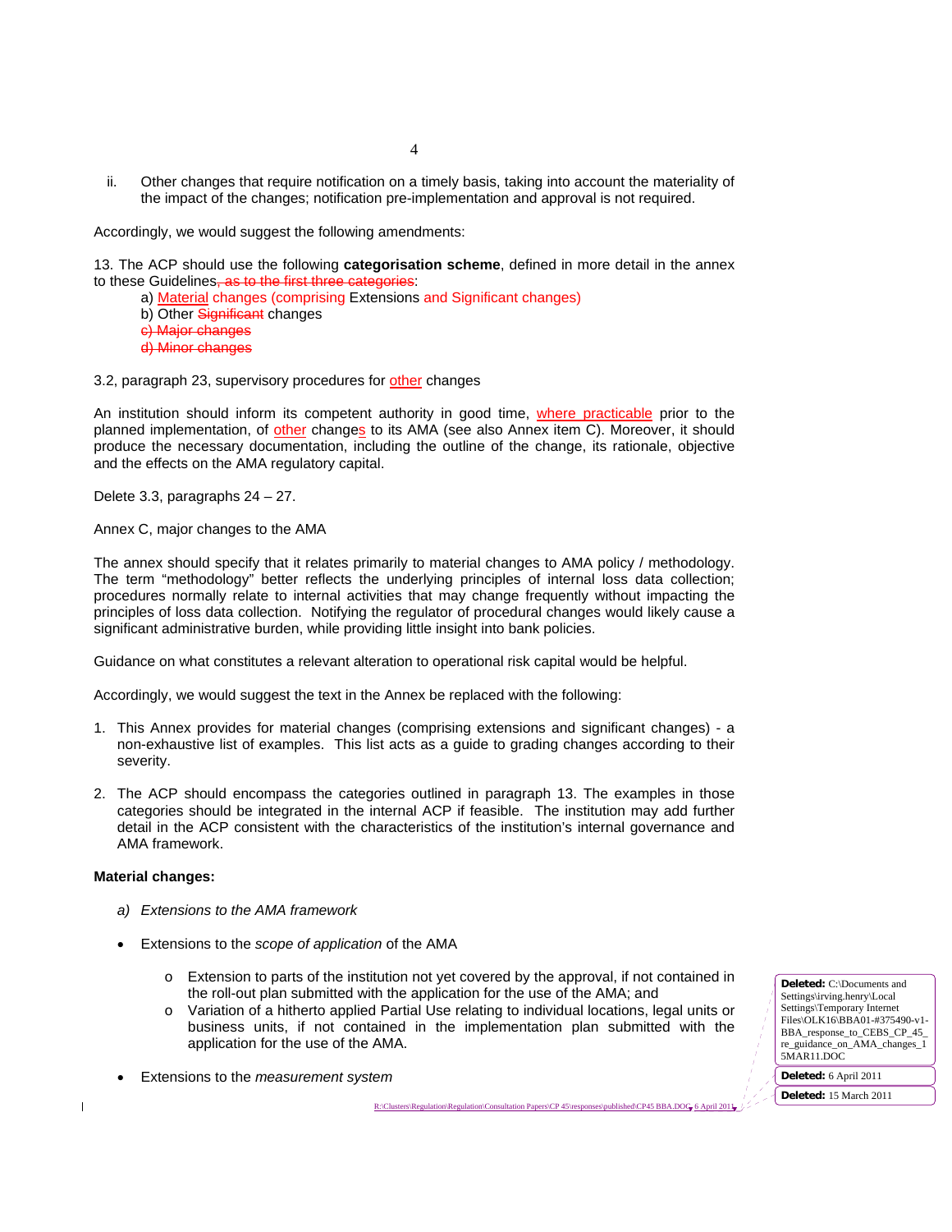ii. Other changes that require notification on a timely basis, taking into account the materiality of the impact of the changes; notification pre-implementation and approval is not required.

Accordingly, we would suggest the following amendments:

13. The ACP should use the following **categorisation scheme**, defined in more detail in the annex to these Guidelines~~, as to the first three categories~~:

   a) Material changes (comprising Extensions and Significant changes)
   b) Other ~~Significant~~ changes
   ~~c) Major changes~~
   ~~d) Minor changes~~

3.2, paragraph 23, supervisory procedures for other changes

An institution should inform its competent authority in good time, where practicable prior to the planned implementation, of other changes to its AMA (see also Annex item C). Moreover, it should produce the necessary documentation, including the outline of the change, its rationale, objective and the effects on the AMA regulatory capital.

Delete 3.3, paragraphs 24 – 27.

Annex C, major changes to the AMA

The annex should specify that it relates primarily to material changes to AMA policy / methodology. The term "methodology" better reflects the underlying principles of internal loss data collection; procedures normally relate to internal activities that may change frequently without impacting the principles of loss data collection. Notifying the regulator of procedural changes would likely cause a significant administrative burden, while providing little insight into bank policies.

Guidance on what constitutes a relevant alteration to operational risk capital would be helpful.

Accordingly, we would suggest the text in the Annex be replaced with the following:

1. This Annex provides for material changes (comprising extensions and significant changes) - a non-exhaustive list of examples. This list acts as a guide to grading changes according to their severity.

2. The ACP should encompass the categories outlined in paragraph 13. The examples in those categories should be integrated in the internal ACP if feasible. The institution may add further detail in the ACP consistent with the characteristics of the institution's internal governance and AMA framework.

**Material changes:**

*a) Extensions to the AMA framework*

- Extensions to the *scope of application* of the AMA
  - Extension to parts of the institution not yet covered by the approval, if not contained in the roll-out plan submitted with the application for the use of the AMA; and
  - Variation of a hitherto applied Partial Use relating to individual locations, legal units or business units, if not contained in the implementation plan submitted with the application for the use of the AMA.
- Extensions to the *measurement system*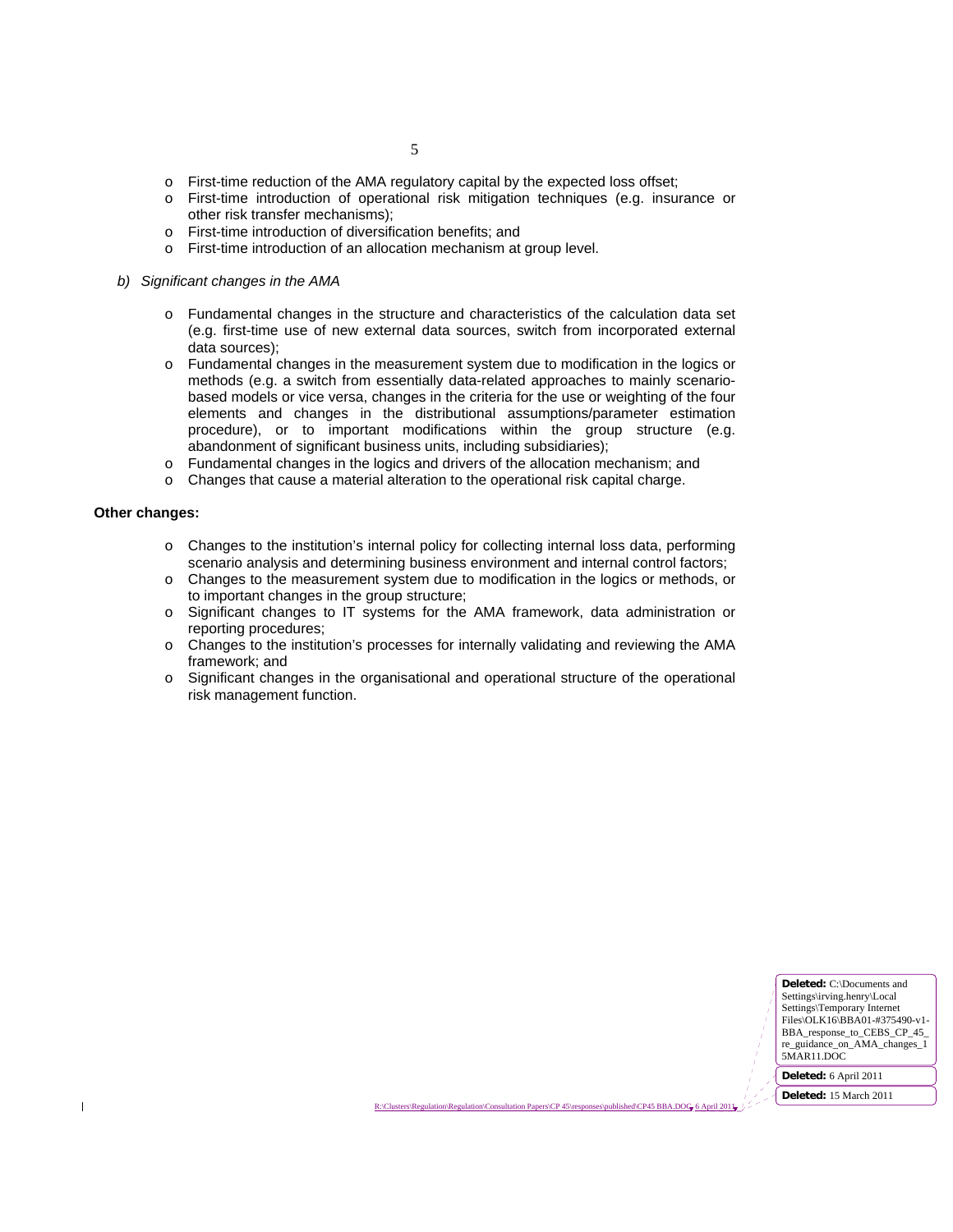- First-time reduction of the AMA regulatory capital by the expected loss offset;
- First-time introduction of operational risk mitigation techniques (e.g. insurance or other risk transfer mechanisms);
- First-time introduction of diversification benefits; and
- First-time introduction of an allocation mechanism at group level.

*b) Significant changes in the AMA*

- Fundamental changes in the structure and characteristics of the calculation data set (e.g. first-time use of new external data sources, switch from incorporated external data sources);
- Fundamental changes in the measurement system due to modification in the logics or methods (e.g. a switch from essentially data-related approaches to mainly scenario-based models or vice versa, changes in the criteria for the use or weighting of the four elements and changes in the distributional assumptions/parameter estimation procedure), or to important modifications within the group structure (e.g. abandonment of significant business units, including subsidiaries);
- Fundamental changes in the logics and drivers of the allocation mechanism; and
- Changes that cause a material alteration to the operational risk capital charge.

**Other changes:**

- Changes to the institution's internal policy for collecting internal loss data, performing scenario analysis and determining business environment and internal control factors;
- Changes to the measurement system due to modification in the logics or methods, or to important changes in the group structure;
- Significant changes to IT systems for the AMA framework, data administration or reporting procedures;
- Changes to the institution's processes for internally validating and reviewing the AMA framework; and
- Significant changes in the organisational and operational structure of the operational risk management function.